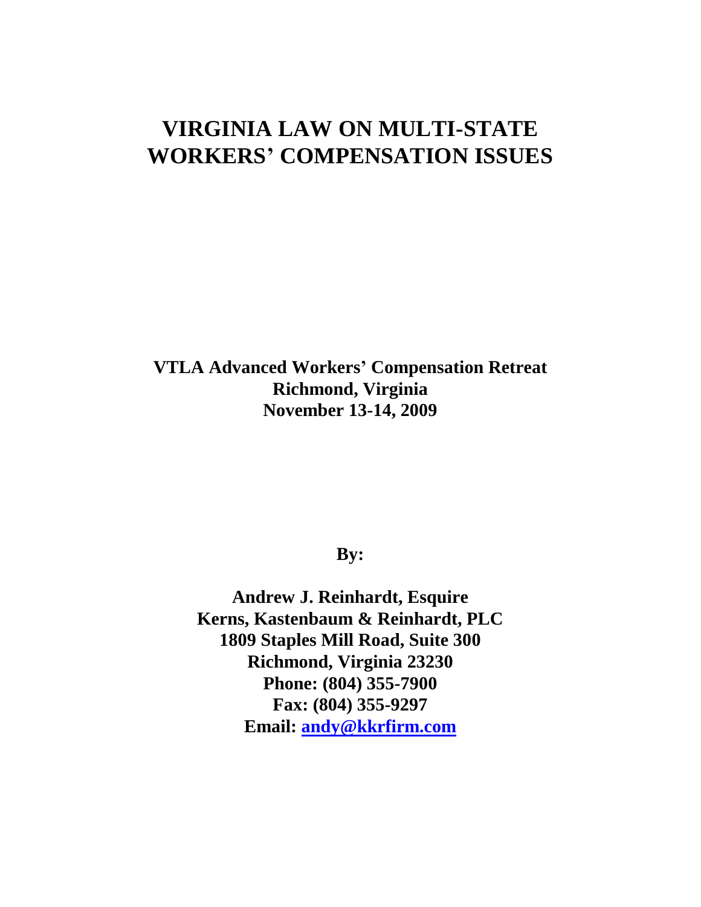# VIRGINIA LAW ON MULTI-STATE WORKERS' COMPENSATION ISSUES

**VTLA Advanced Workers' Compensation Retreat**
**Richmond, Virginia**
**November 13-14, 2009**

**By:**

**Andrew J. Reinhardt, Esquire**
**Kerns, Kastenbaum & Reinhardt, PLC**
**1809 Staples Mill Road, Suite 300**
**Richmond, Virginia 23230**
**Phone: (804) 355-7900**
**Fax: (804) 355-9297**
**Email: [andy@kkrfirm.com](mailto:andy@kkrfirm.com)**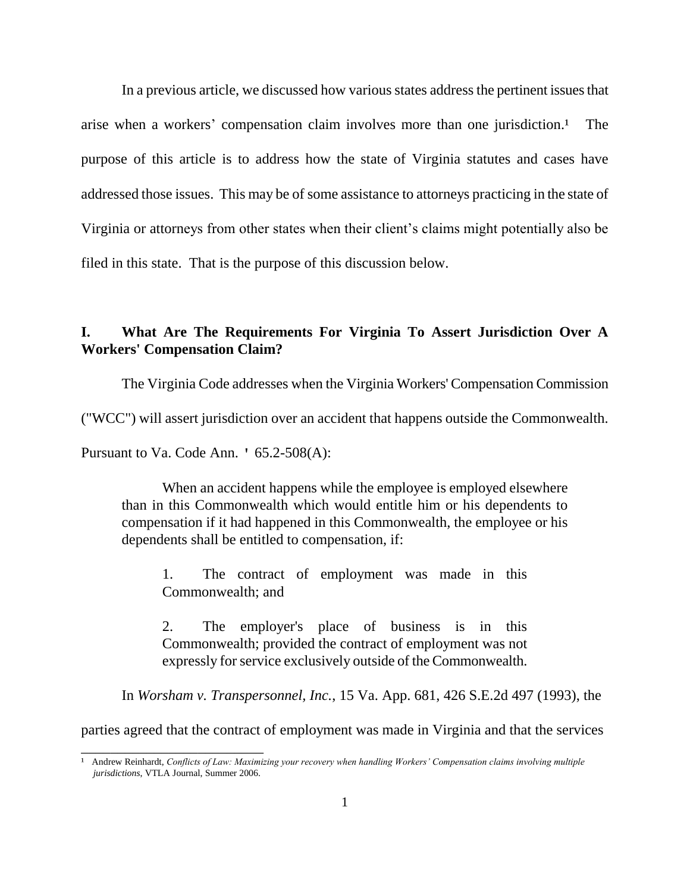In a previous article, we discussed how various states address the pertinent issues that arise when a workers' compensation claim involves more than one jurisdiction.[1] The purpose of this article is to address how the state of Virginia statutes and cases have addressed those issues. This may be of some assistance to attorneys practicing in the state of Virginia or attorneys from other states when their client's claims might potentially also be filed in this state. That is the purpose of this discussion below.

## I. What Are The Requirements For Virginia To Assert Jurisdiction Over A Workers' Compensation Claim?

The Virginia Code addresses when the Virginia Workers' Compensation Commission ("WCC") will assert jurisdiction over an accident that happens outside the Commonwealth. Pursuant to Va. Code Ann. ' 65.2-508(A):

> When an accident happens while the employee is employed elsewhere than in this Commonwealth which would entitle him or his dependents to compensation if it had happened in this Commonwealth, the employee or his dependents shall be entitled to compensation, if:
>
> 1. The contract of employment was made in this Commonwealth; and
>
> 2. The employer's place of business is in this Commonwealth; provided the contract of employment was not expressly for service exclusively outside of the Commonwealth.

In *Worsham v. Transpersonnel, Inc.*, 15 Va. App. 681, 426 S.E.2d 497 (1993), the parties agreed that the contract of employment was made in Virginia and that the services

---

[1] Andrew Reinhardt, *Conflicts of Law: Maximizing your recovery when handling Workers' Compensation claims involving multiple jurisdictions*, VTLA Journal, Summer 2006.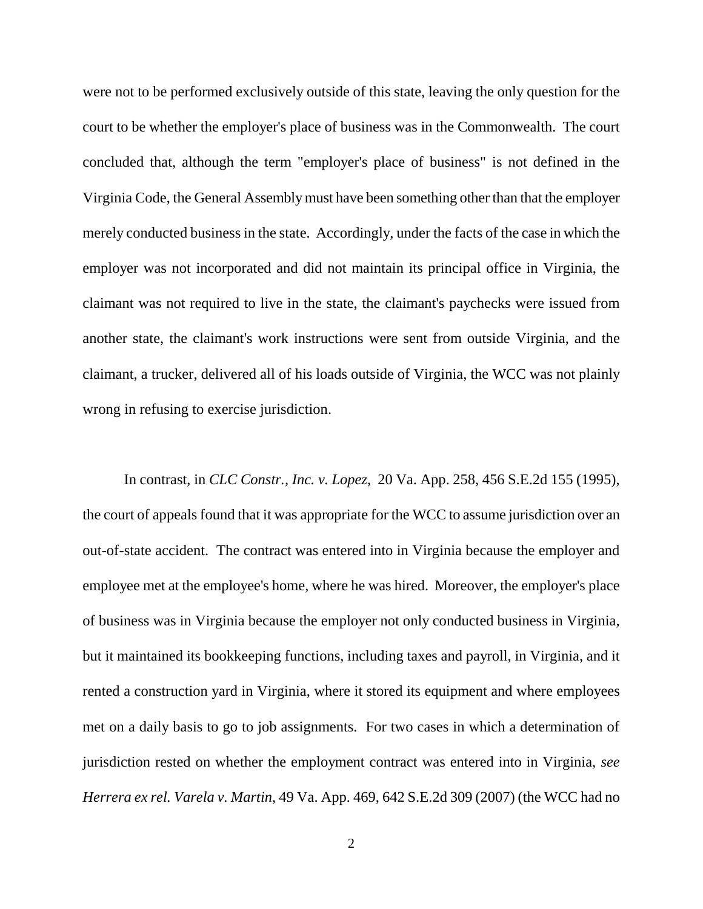were not to be performed exclusively outside of this state, leaving the only question for the court to be whether the employer's place of business was in the Commonwealth. The court concluded that, although the term "employer's place of business" is not defined in the Virginia Code, the General Assembly must have been something other than that the employer merely conducted business in the state. Accordingly, under the facts of the case in which the employer was not incorporated and did not maintain its principal office in Virginia, the claimant was not required to live in the state, the claimant's paychecks were issued from another state, the claimant's work instructions were sent from outside Virginia, and the claimant, a trucker, delivered all of his loads outside of Virginia, the WCC was not plainly wrong in refusing to exercise jurisdiction.

In contrast, in *CLC Constr., Inc. v. Lopez*, 20 Va. App. 258, 456 S.E.2d 155 (1995), the court of appeals found that it was appropriate for the WCC to assume jurisdiction over an out-of-state accident. The contract was entered into in Virginia because the employer and employee met at the employee's home, where he was hired. Moreover, the employer's place of business was in Virginia because the employer not only conducted business in Virginia, but it maintained its bookkeeping functions, including taxes and payroll, in Virginia, and it rented a construction yard in Virginia, where it stored its equipment and where employees met on a daily basis to go to job assignments. For two cases in which a determination of jurisdiction rested on whether the employment contract was entered into in Virginia, *see Herrera ex rel. Varela v. Martin*, 49 Va. App. 469, 642 S.E.2d 309 (2007) (the WCC had no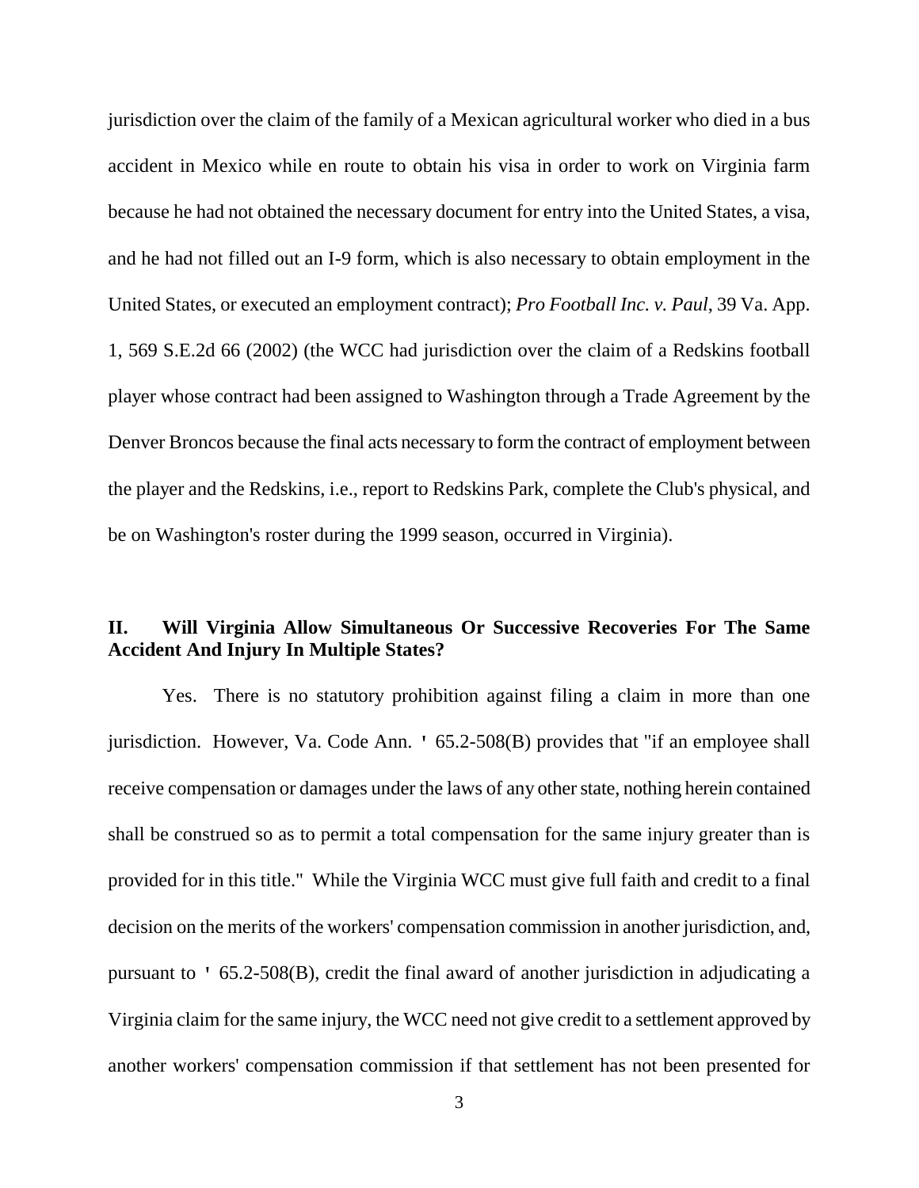jurisdiction over the claim of the family of a Mexican agricultural worker who died in a bus accident in Mexico while en route to obtain his visa in order to work on Virginia farm because he had not obtained the necessary document for entry into the United States, a visa, and he had not filled out an I-9 form, which is also necessary to obtain employment in the United States, or executed an employment contract); *Pro Football Inc. v. Paul*, 39 Va. App. 1, 569 S.E.2d 66 (2002) (the WCC had jurisdiction over the claim of a Redskins football player whose contract had been assigned to Washington through a Trade Agreement by the Denver Broncos because the final acts necessary to form the contract of employment between the player and the Redskins, i.e., report to Redskins Park, complete the Club's physical, and be on Washington's roster during the 1999 season, occurred in Virginia).

## II. Will Virginia Allow Simultaneous Or Successive Recoveries For The Same Accident And Injury In Multiple States?

Yes. There is no statutory prohibition against filing a claim in more than one jurisdiction. However, Va. Code Ann. ' 65.2-508(B) provides that "if an employee shall receive compensation or damages under the laws of any other state, nothing herein contained shall be construed so as to permit a total compensation for the same injury greater than is provided for in this title." While the Virginia WCC must give full faith and credit to a final decision on the merits of the workers' compensation commission in another jurisdiction, and, pursuant to ' 65.2-508(B), credit the final award of another jurisdiction in adjudicating a Virginia claim for the same injury, the WCC need not give credit to a settlement approved by another workers' compensation commission if that settlement has not been presented for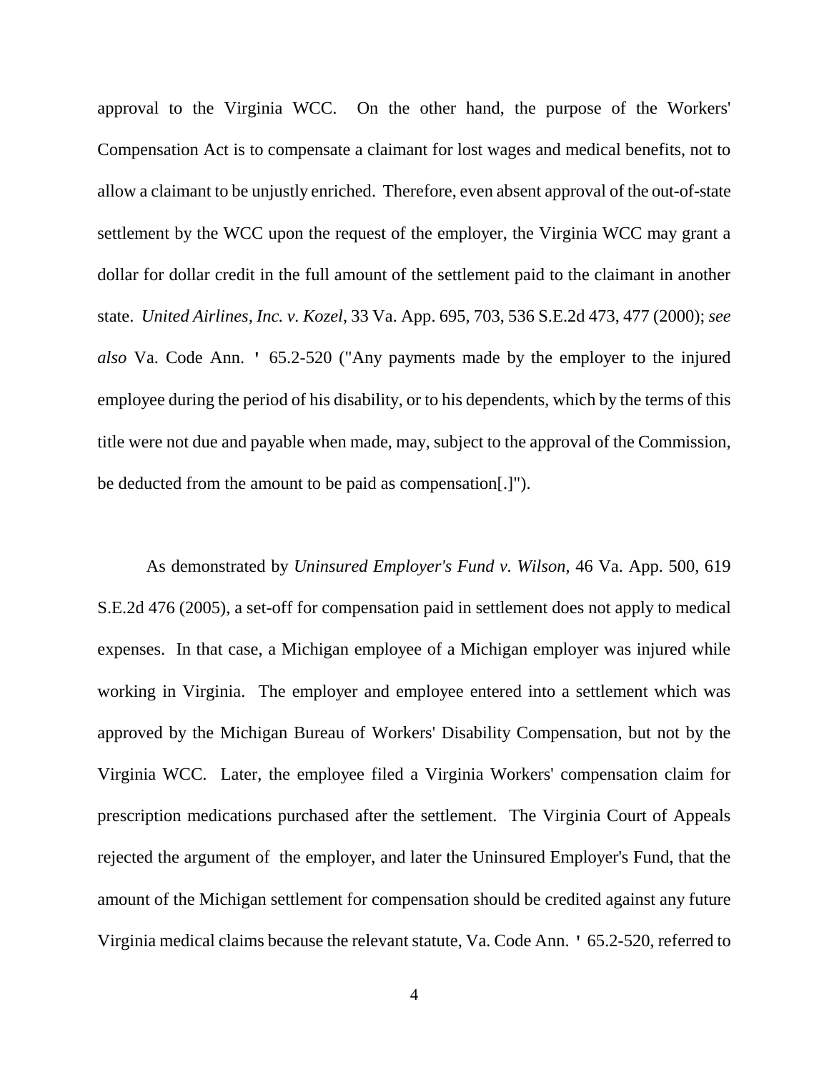approval to the Virginia WCC. On the other hand, the purpose of the Workers' Compensation Act is to compensate a claimant for lost wages and medical benefits, not to allow a claimant to be unjustly enriched. Therefore, even absent approval of the out-of-state settlement by the WCC upon the request of the employer, the Virginia WCC may grant a dollar for dollar credit in the full amount of the settlement paid to the claimant in another state. *United Airlines, Inc. v. Kozel*, 33 Va. App. 695, 703, 536 S.E.2d 473, 477 (2000); *see also* Va. Code Ann. ' 65.2-520 ("Any payments made by the employer to the injured employee during the period of his disability, or to his dependents, which by the terms of this title were not due and payable when made, may, subject to the approval of the Commission, be deducted from the amount to be paid as compensation[.]").

As demonstrated by *Uninsured Employer's Fund v. Wilson*, 46 Va. App. 500, 619 S.E.2d 476 (2005), a set-off for compensation paid in settlement does not apply to medical expenses. In that case, a Michigan employee of a Michigan employer was injured while working in Virginia. The employer and employee entered into a settlement which was approved by the Michigan Bureau of Workers' Disability Compensation, but not by the Virginia WCC. Later, the employee filed a Virginia Workers' compensation claim for prescription medications purchased after the settlement. The Virginia Court of Appeals rejected the argument of the employer, and later the Uninsured Employer's Fund, that the amount of the Michigan settlement for compensation should be credited against any future Virginia medical claims because the relevant statute, Va. Code Ann. ' 65.2-520, referred to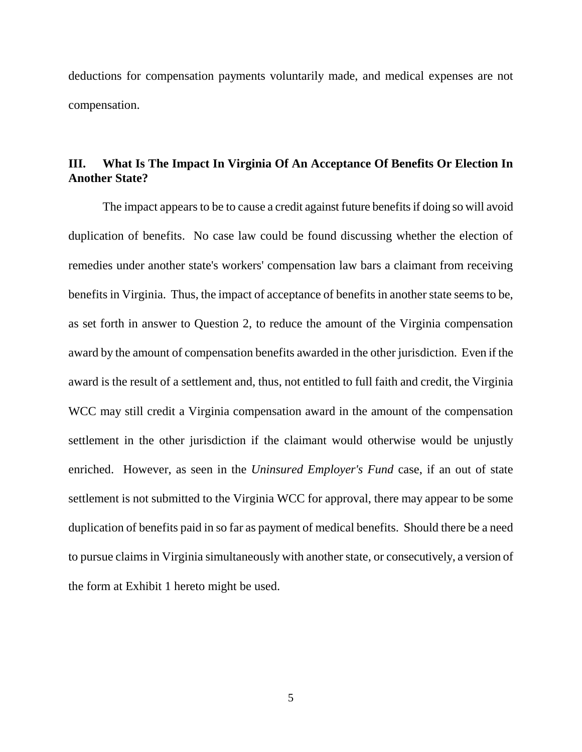deductions for compensation payments voluntarily made, and medical expenses are not compensation.

## III. What Is The Impact In Virginia Of An Acceptance Of Benefits Or Election In Another State?

The impact appears to be to cause a credit against future benefits if doing so will avoid duplication of benefits. No case law could be found discussing whether the election of remedies under another state's workers' compensation law bars a claimant from receiving benefits in Virginia. Thus, the impact of acceptance of benefits in another state seems to be, as set forth in answer to Question 2, to reduce the amount of the Virginia compensation award by the amount of compensation benefits awarded in the other jurisdiction. Even if the award is the result of a settlement and, thus, not entitled to full faith and credit, the Virginia WCC may still credit a Virginia compensation award in the amount of the compensation settlement in the other jurisdiction if the claimant would otherwise would be unjustly enriched. However, as seen in the *Uninsured Employer's Fund* case, if an out of state settlement is not submitted to the Virginia WCC for approval, there may appear to be some duplication of benefits paid in so far as payment of medical benefits. Should there be a need to pursue claims in Virginia simultaneously with another state, or consecutively, a version of the form at Exhibit 1 hereto might be used.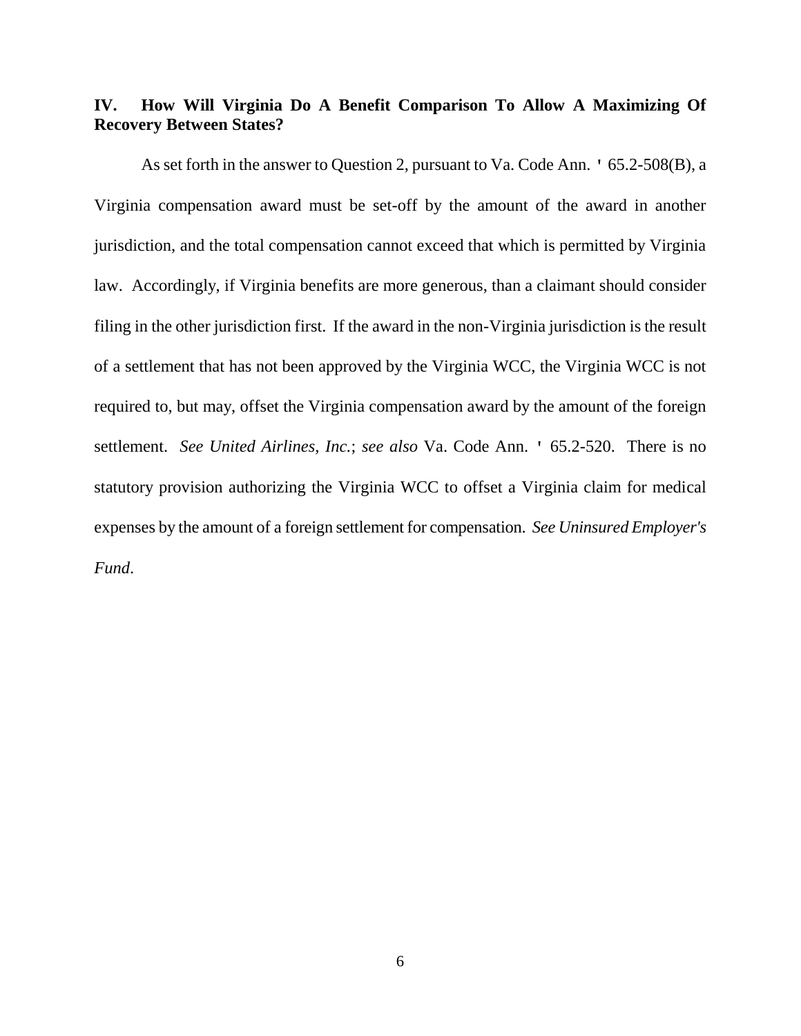## IV. How Will Virginia Do A Benefit Comparison To Allow A Maximizing Of Recovery Between States?

As set forth in the answer to Question 2, pursuant to Va. Code Ann. ' 65.2-508(B), a Virginia compensation award must be set-off by the amount of the award in another jurisdiction, and the total compensation cannot exceed that which is permitted by Virginia law. Accordingly, if Virginia benefits are more generous, than a claimant should consider filing in the other jurisdiction first. If the award in the non-Virginia jurisdiction is the result of a settlement that has not been approved by the Virginia WCC, the Virginia WCC is not required to, but may, offset the Virginia compensation award by the amount of the foreign settlement. *See United Airlines, Inc.*; *see also* Va. Code Ann. ' 65.2-520. There is no statutory provision authorizing the Virginia WCC to offset a Virginia claim for medical expenses by the amount of a foreign settlement for compensation. *See Uninsured Employer's Fund*.